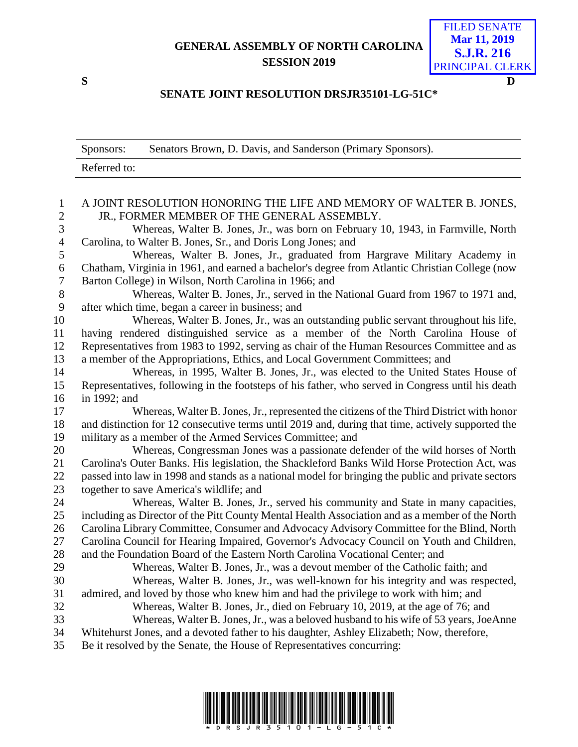**GENERAL ASSEMBLY OF NORTH CAROLINA**
**SESSION 2019**

FILED SENATE
**Mar 11, 2019**
**S.J.R. 216**
PRINCIPAL CLERK

**S** **D**

**SENATE JOINT RESOLUTION DRSJR35101-LG-51C***

| Sponsors: | Senators Brown, D. Davis, and Sanderson (Primary Sponsors). |
|---|---|
| Referred to: | |

A JOINT RESOLUTION HONORING THE LIFE AND MEMORY OF WALTER B. JONES, JR., FORMER MEMBER OF THE GENERAL ASSEMBLY.

Whereas, Walter B. Jones, Jr., was born on February 10, 1943, in Farmville, North Carolina, to Walter B. Jones, Sr., and Doris Long Jones; and

Whereas, Walter B. Jones, Jr., graduated from Hargrave Military Academy in Chatham, Virginia in 1961, and earned a bachelor's degree from Atlantic Christian College (now Barton College) in Wilson, North Carolina in 1966; and

Whereas, Walter B. Jones, Jr., served in the National Guard from 1967 to 1971 and, after which time, began a career in business; and

Whereas, Walter B. Jones, Jr., was an outstanding public servant throughout his life, having rendered distinguished service as a member of the North Carolina House of Representatives from 1983 to 1992, serving as chair of the Human Resources Committee and as a member of the Appropriations, Ethics, and Local Government Committees; and

Whereas, in 1995, Walter B. Jones, Jr., was elected to the United States House of Representatives, following in the footsteps of his father, who served in Congress until his death in 1992; and

Whereas, Walter B. Jones, Jr., represented the citizens of the Third District with honor and distinction for 12 consecutive terms until 2019 and, during that time, actively supported the military as a member of the Armed Services Committee; and

Whereas, Congressman Jones was a passionate defender of the wild horses of North Carolina's Outer Banks. His legislation, the Shackleford Banks Wild Horse Protection Act, was passed into law in 1998 and stands as a national model for bringing the public and private sectors together to save America's wildlife; and

Whereas, Walter B. Jones, Jr., served his community and State in many capacities, including as Director of the Pitt County Mental Health Association and as a member of the North Carolina Library Committee, Consumer and Advocacy Advisory Committee for the Blind, North Carolina Council for Hearing Impaired, Governor's Advocacy Council on Youth and Children, and the Foundation Board of the Eastern North Carolina Vocational Center; and

Whereas, Walter B. Jones, Jr., was a devout member of the Catholic faith; and

Whereas, Walter B. Jones, Jr., was well-known for his integrity and was respected, admired, and loved by those who knew him and had the privilege to work with him; and

Whereas, Walter B. Jones, Jr., died on February 10, 2019, at the age of 76; and

Whereas, Walter B. Jones, Jr., was a beloved husband to his wife of 53 years, JoeAnne Whitehurst Jones, and a devoted father to his daughter, Ashley Elizabeth; Now, therefore,

Be it resolved by the Senate, the House of Representatives concurring:

\* D R S J R 3 5 1 0 1 - L G - 5 1 C \*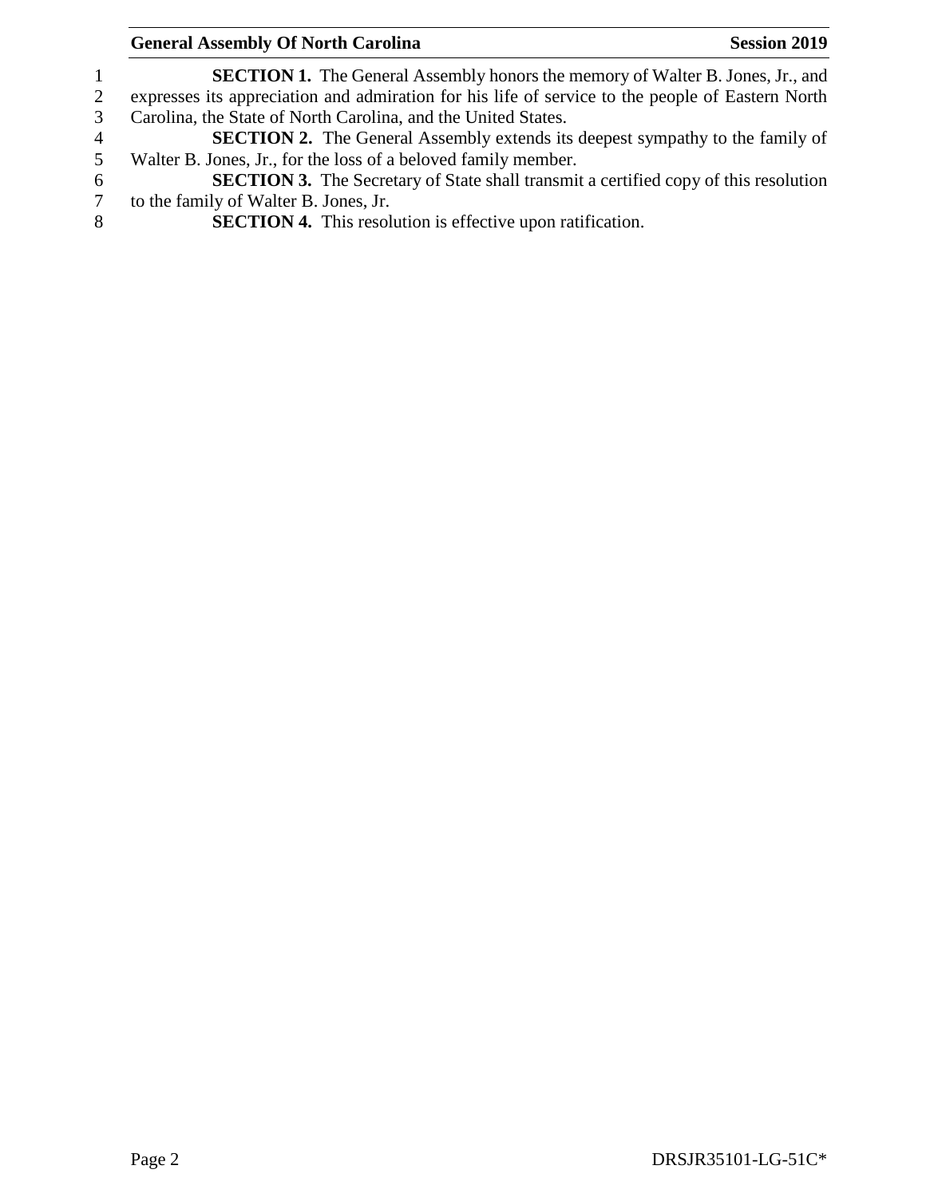**SECTION 1.** The General Assembly honors the memory of Walter B. Jones, Jr., and expresses its appreciation and admiration for his life of service to the people of Eastern North Carolina, the State of North Carolina, and the United States.

**SECTION 2.** The General Assembly extends its deepest sympathy to the family of Walter B. Jones, Jr., for the loss of a beloved family member.

**SECTION 3.** The Secretary of State shall transmit a certified copy of this resolution to the family of Walter B. Jones, Jr.

**SECTION 4.** This resolution is effective upon ratification.